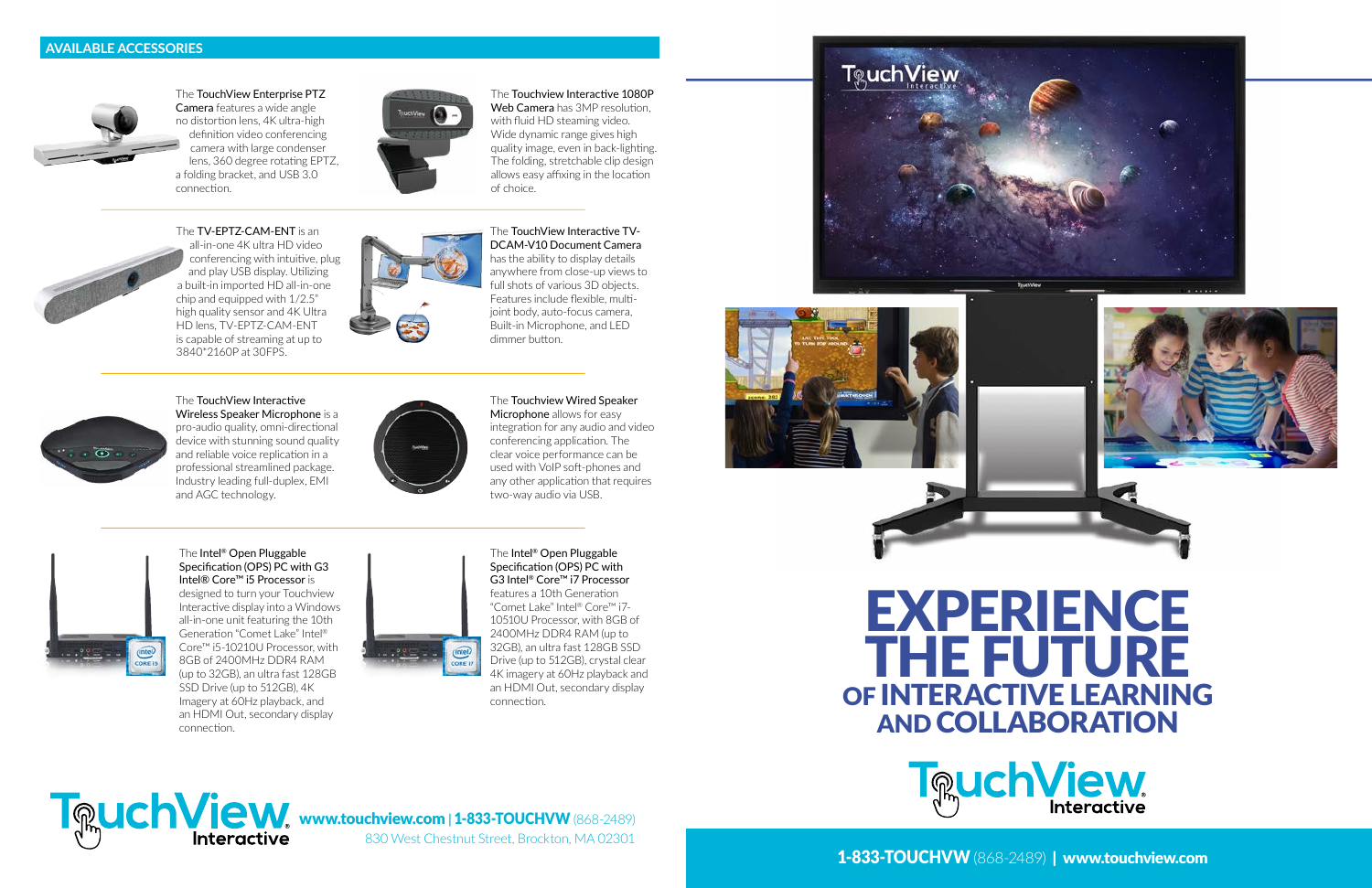## AVAILABLE ACCESSORIES

The **TouchView Enterprise PTZ Camera** features a wide angle no distortion lens, 4K ultra-high definition video conferencing camera with large condenser lens, 360 degree rotating EPTZ, a folding bracket, and USB 3.0 connection.

The **Touchview Interactive 1080P Web Camera** has 3MP resolution, with fluid HD steaming video. Wide dynamic range gives high quality image, even in back-lighting. The folding, stretchable clip design allows easy affixing in the location of choice.

The **TV-EPTZ-CAM-ENT** is an all-in-one 4K ultra HD video conferencing with intuitive, plug and play USB display. Utilizing a built-in imported HD all-in-one chip and equipped with 1/2.5" high quality sensor and 4K Ultra HD lens, TV-EPTZ-CAM-ENT is capable of streaming at up to 3840*2160P at 30FPS.

The **TouchView Interactive TV-DCAM-V10 Document Camera** has the ability to display details anywhere from close-up views to full shots of various 3D objects. Features include flexible, multi-joint body, auto-focus camera, Built-in Microphone, and LED dimmer button.

The **TouchView Interactive Wireless Speaker Microphone** is a pro-audio quality, omni-directional device with stunning sound quality and reliable voice replication in a professional streamlined package. Industry leading full-duplex, EMI and AGC technology.

The **Touchview Wired Speaker Microphone** allows for easy integration for any audio and video conferencing application. The clear voice performance can be used with VoIP soft-phones and any other application that requires two-way audio via USB.

The **Intel® Open Pluggable Specification (OPS) PC with G3 Intel® Core™ i5 Processor** is designed to turn your Touchview Interactive display into a Windows all-in-one unit featuring the 10th Generation "Comet Lake" Intel® Core™ i5-10210U Processor, with 8GB of 2400MHz DDR4 RAM (up to 32GB), an ultra fast 128GB SSD Drive (up to 512GB), 4K Imagery at 60Hz playback, and an HDMI Out, secondary display connection.

The **Intel® Open Pluggable Specification (OPS) PC with G3 Intel® Core™ i7 Processor** features a 10th Generation "Comet Lake" Intel® Core™ i7-10510U Processor, with 8GB of 2400MHz DDR4 RAM (up to 32GB), an ultra fast 128GB SSD Drive (up to 512GB), crystal clear 4K imagery at 60Hz playback and an HDMI Out, secondary display connection.

TouchView Interactive

**www.touchview.com | 1-833-TOUCHVW** (868-2489)
830 West Chestnut Street, Brockton, MA 02301

# EXPERIENCE THE FUTURE OF INTERACTIVE LEARNING AND COLLABORATION

TouchView Interactive

**1-833-TOUCHVW** (868-2489) | **www.touchview.com**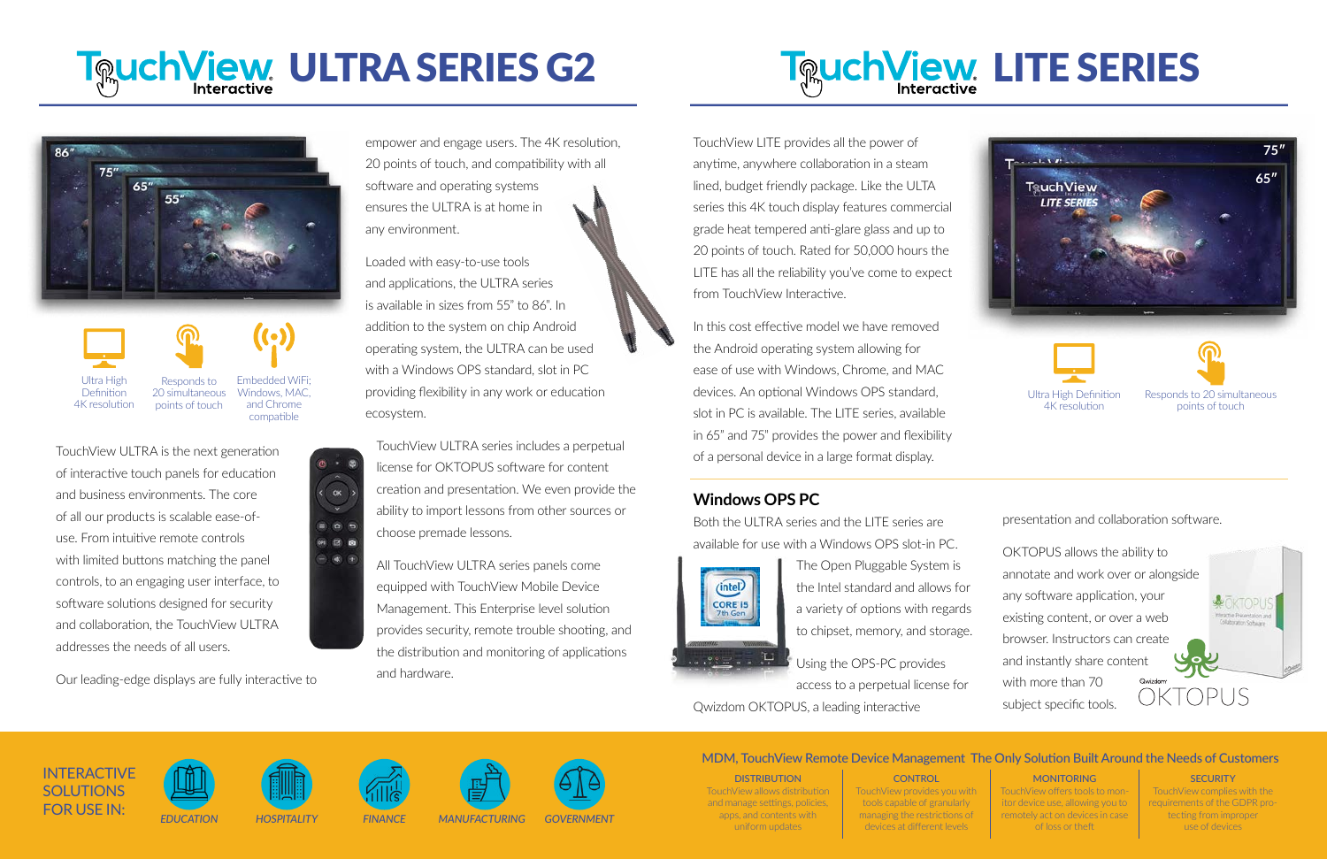# TouchView Interactive ULTRA SERIES G2

86" 75" 65" 55"

Ultra High Definition 4K resolution

Responds to 20 simultaneous points of touch

Embedded WiFi; Windows, MAC, and Chrome compatible

TouchView ULTRA is the next generation of interactive touch panels for education and business environments. The core of all our products is scalable ease-of-use. From intuitive remote controls with limited buttons matching the panel controls, to an engaging user interface, to software solutions designed for security and collaboration, the TouchView ULTRA addresses the needs of all users.

Our leading-edge displays are fully interactive to empower and engage users. The 4K resolution, 20 points of touch, and compatibility with all software and operating systems ensures the ULTRA is at home in any environment.

Loaded with easy-to-use tools and applications, the ULTRA series is available in sizes from 55" to 86". In addition to the system on chip Android operating system, the ULTRA can be used with a Windows OPS standard, slot in PC providing flexibility in any work or education ecosystem.

TouchView ULTRA series includes a perpetual license for OKTOPUS software for content creation and presentation. We even provide the ability to import lessons from other sources or choose premade lessons.

All TouchView ULTRA series panels come equipped with TouchView Mobile Device Management. This Enterprise level solution provides security, remote trouble shooting, and the distribution and monitoring of applications and hardware.

# TouchView Interactive LITE SERIES

TouchView LITE provides all the power of anytime, anywhere collaboration in a steam lined, budget friendly package. Like the ULTA series this 4K touch display features commercial grade heat tempered anti-glare glass and up to 20 points of touch. Rated for 50,000 hours the LITE has all the reliability you've come to expect from TouchView Interactive.

In this cost effective model we have removed the Android operating system allowing for ease of use with Windows, Chrome, and MAC devices. An optional Windows OPS standard, slot in PC is available. The LITE series, available in 65" and 75" provides the power and flexibility of a personal device in a large format display.

75" 65"

Ultra High Definition 4K resolution

Responds to 20 simultaneous points of touch

## Windows OPS PC

Both the ULTRA series and the LITE series are available for use with a Windows OPS slot-in PC. The Open Pluggable System is the Intel standard and allows for a variety of options with regards to chipset, memory, and storage.

Using the OPS-PC provides access to a perpetual license for Qwizdom OKTOPUS, a leading interactive presentation and collaboration software.

OKTOPUS allows the ability to annotate and work over or alongside any software application, your existing content, or over a web browser. Instructors can create and instantly share content with more than 70 subject specific tools.

INTERACTIVE SOLUTIONS FOR USE IN:

*EDUCATION* *HOSPITALITY* *FINANCE* *MANUFACTURING* *GOVERNMENT*

## MDM, TouchView Remote Device Management The Only Solution Built Around the Needs of Customers

**DISTRIBUTION**
TouchView allows distribution and manage settings, policies, apps, and contents with uniform updates

**CONTROL**
TouchView provides you with tools capable of granularly managing the restrictions of devices at different levels

**MONITORING**
TouchView offers tools to monitor device use, allowing you to remotely act on devices in case of loss or theft

**SECURITY**
TouchView complies with the requirements of the GDPR protecting from improper use of devices